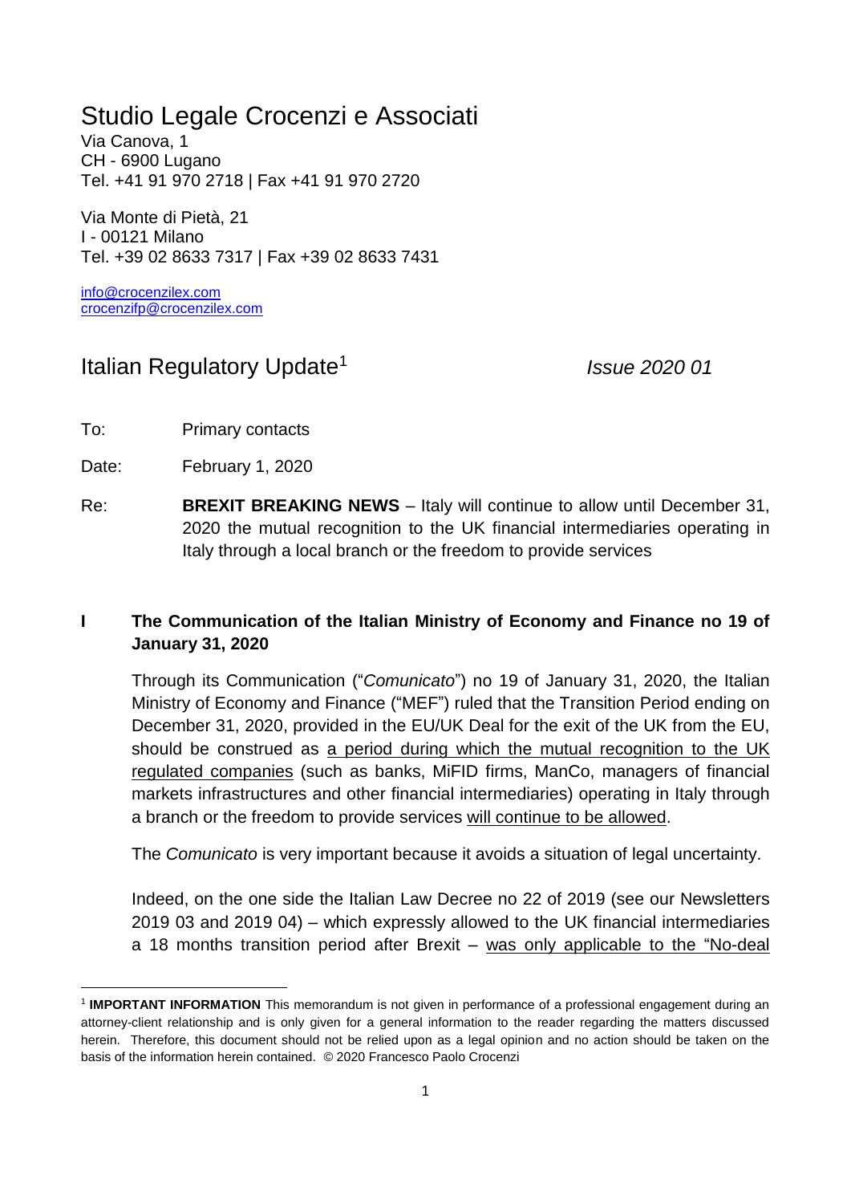# Studio Legale Crocenzi e Associati

Via Canova, 1
CH - 6900 Lugano
Tel. +41 91 970 2718 | Fax +41 91 970 2720

Via Monte di Pietà, 21
I - 00121 Milano
Tel. +39 02 8633 7317 | Fax +39 02 8633 7431

info@crocenzilex.com
crocenzifp@crocenzilex.com

## Italian Regulatory Update[1] *Issue 2020 01*

To: Primary contacts

Date: February 1, 2020

Re: **BREXIT BREAKING NEWS** – Italy will continue to allow until December 31, 2020 the mutual recognition to the UK financial intermediaries operating in Italy through a local branch or the freedom to provide services

### I The Communication of the Italian Ministry of Economy and Finance no 19 of January 31, 2020

Through its Communication ("*Comunicato*") no 19 of January 31, 2020, the Italian Ministry of Economy and Finance ("MEF") ruled that the Transition Period ending on December 31, 2020, provided in the EU/UK Deal for the exit of the UK from the EU, should be construed as a period during which the mutual recognition to the UK regulated companies (such as banks, MiFID firms, ManCo, managers of financial markets infrastructures and other financial intermediaries) operating in Italy through a branch or the freedom to provide services will continue to be allowed.

The *Comunicato* is very important because it avoids a situation of legal uncertainty.

Indeed, on the one side the Italian Law Decree no 22 of 2019 (see our Newsletters 2019 03 and 2019 04) – which expressly allowed to the UK financial intermediaries a 18 months transition period after Brexit – was only applicable to the "No-deal

[1] **IMPORTANT INFORMATION** This memorandum is not given in performance of a professional engagement during an attorney-client relationship and is only given for a general information to the reader regarding the matters discussed herein. Therefore, this document should not be relied upon as a legal opinion and no action should be taken on the basis of the information herein contained. © 2020 Francesco Paolo Crocenzi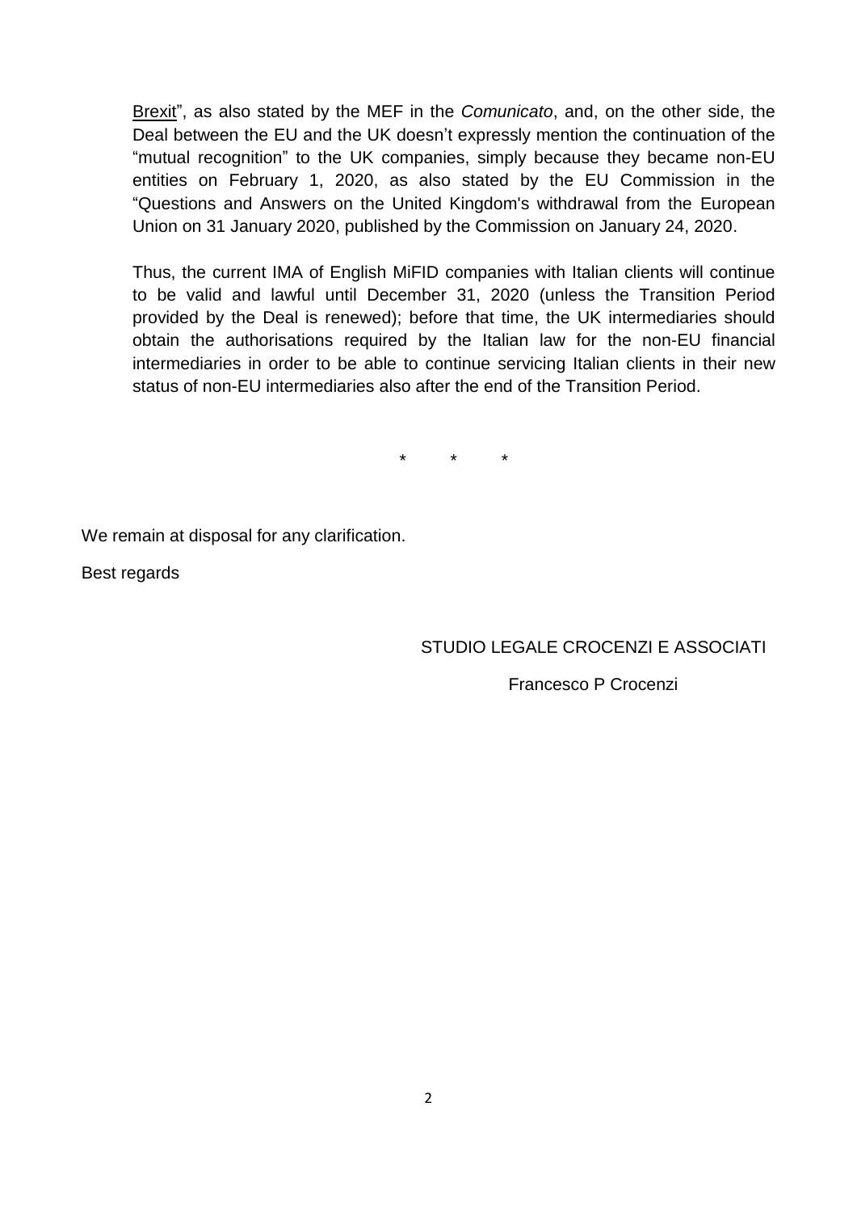Brexit", as also stated by the MEF in the *Comunicato*, and, on the other side, the Deal between the EU and the UK doesn't expressly mention the continuation of the "mutual recognition" to the UK companies, simply because they became non-EU entities on February 1, 2020, as also stated by the EU Commission in the "Questions and Answers on the United Kingdom's withdrawal from the European Union on 31 January 2020, published by the Commission on January 24, 2020.

Thus, the current IMA of English MiFID companies with Italian clients will continue to be valid and lawful until December 31, 2020 (unless the Transition Period provided by the Deal is renewed); before that time, the UK intermediaries should obtain the authorisations required by the Italian law for the non-EU financial intermediaries in order to be able to continue servicing Italian clients in their new status of non-EU intermediaries also after the end of the Transition Period.

\* \* \*

We remain at disposal for any clarification.

Best regards

STUDIO LEGALE CROCENZI E ASSOCIATI

Francesco P Crocenzi